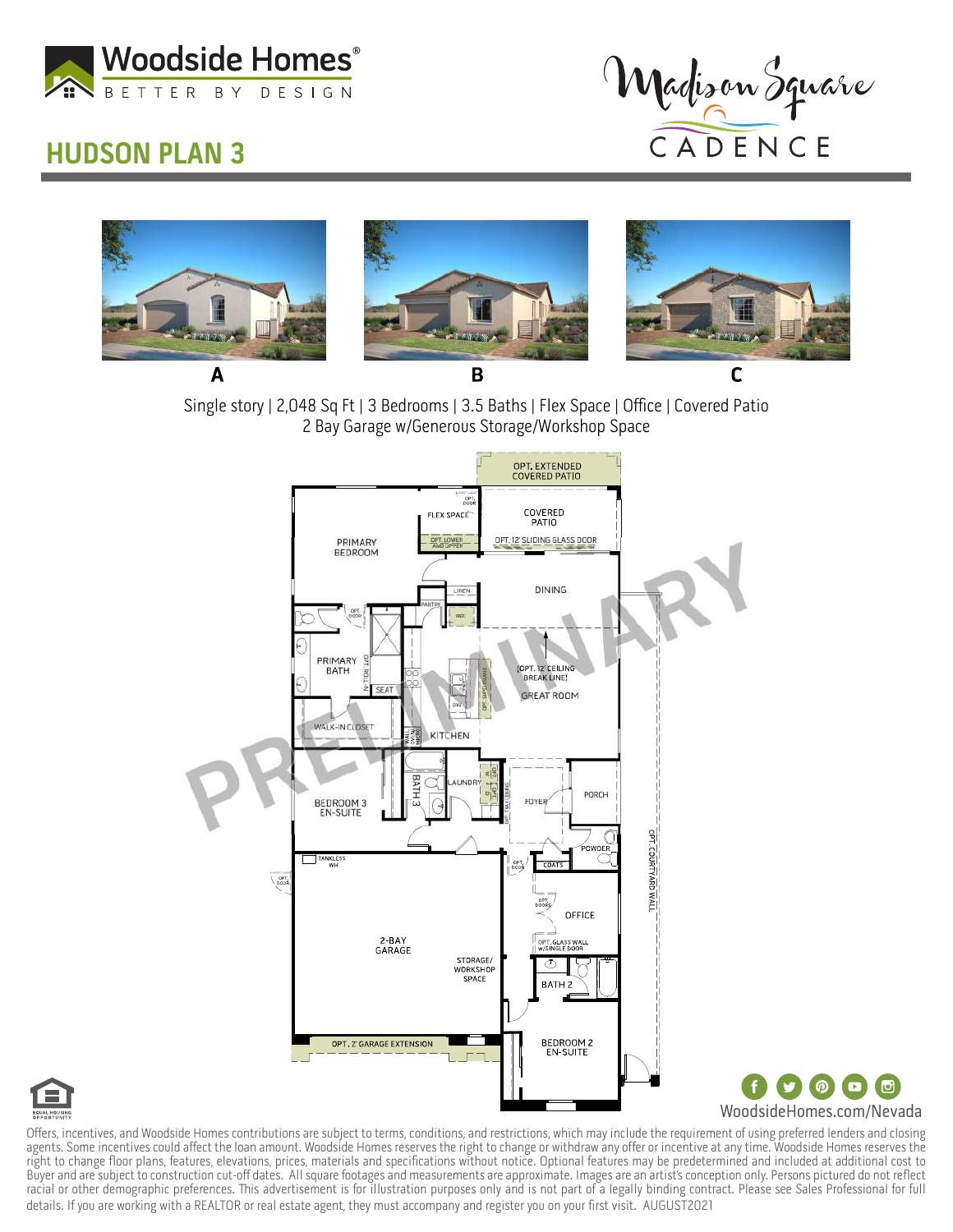Woodside Homes®

BETTER BY DESIGN

# HUDSON PLAN 3

Madison Square

CADENCE

A

B

C

Single story | 2,048 Sq Ft | 3 Bedrooms | 3.5 Baths | Flex Space | Office | Covered Patio
2 Bay Garage w/Generous Storage/Workshop Space

OPT. EXTENDED COVERED PATIO

COVERED PATIO

FLEX SPACE

OPT. DOOR

OPT. LOWER AND UPPER

OPT. 12' SLIDING GLASS DOOR

PRIMARY BEDROOM

DINING

LINEN

PANTRY

REF.

OPT. DOOR

PRIMARY BATH

OPT. ROLL-IN

SEAT

(OPT. 12' CEILING BREAK LINE)

GREAT ROOM

DW

WALK-IN CLOSET

KITCHEN

BATH 3

LAUNDRY

FOYER

PORCH

BEDROOM 3 EN-SUITE

POWDER

TANKLESS WH

OPT. DOOR

OPT. DOOR

COATS

OPT. DOORS

OFFICE

OPT. COURTYARD WALL

2-BAY GARAGE

STORAGE/ WORKSHOP SPACE

OPT. GLASS WALL W/SINGLE DOOR

BATH 2

OPT. 2' GARAGE EXTENSION

BEDROOM 2 EN-SUITE

PRELIMINARY

EQUAL HOUSING OPPORTUNITY

WoodsideHomes.com/Nevada

Offers, incentives, and Woodside Homes contributions are subject to terms, conditions, and restrictions, which may include the requirement of using preferred lenders and closing agents. Some incentives could affect the loan amount. Woodside Homes reserves the right to change or withdraw any offer or incentive at any time. Woodside Homes reserves the right to change floor plans, features, elevations, prices, materials and specifications without notice. Optional features may be predetermined and included at additional cost to Buyer and are subject to construction cut-off dates. All square footages and measurements are approximate. Images are an artist's conception only. Persons pictured do not reflect racial or other demographic preferences. This advertisement is for illustration purposes only and is not part of a legally binding contract. Please see Sales Professional for full details. If you are working with a REALTOR or real estate agent, they must accompany and register you on your first visit. AUGUST2021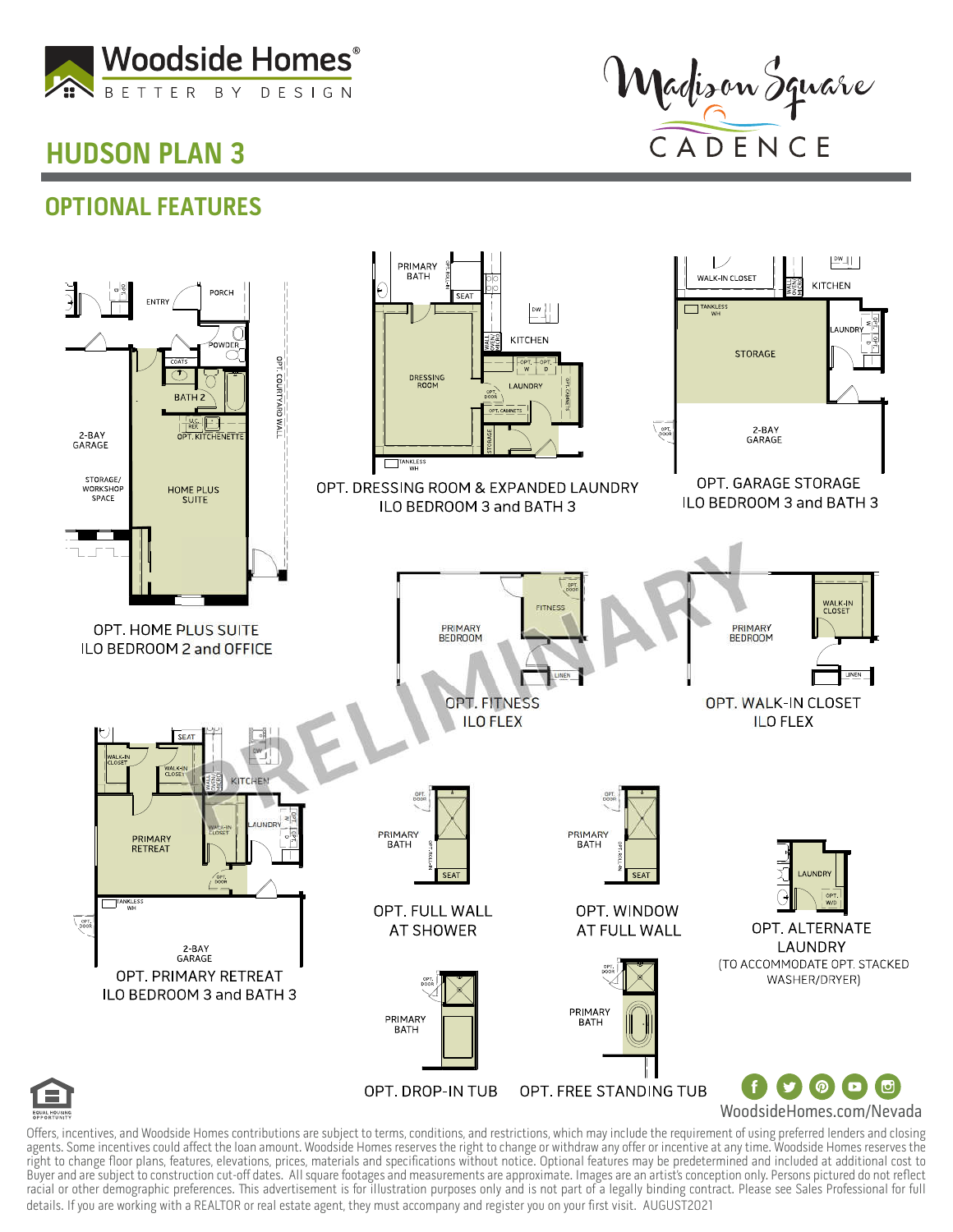Woodside Homes®

BETTER BY DESIGN

Madison Square

CADENCE

# HUDSON PLAN 3

## OPTIONAL FEATURES

OPT. HOME PLUS SUITE ILO BEDROOM 2 and OFFICE

OPT. DRESSING ROOM & EXPANDED LAUNDRY ILO BEDROOM 3 and BATH 3

OPT. GARAGE STORAGE ILO BEDROOM 3 and BATH 3

OPT. FITNESS ILO FLEX

OPT. WALK-IN CLOSET ILO FLEX

OPT. PRIMARY RETREAT ILO BEDROOM 3 and BATH 3

OPT. FULL WALL AT SHOWER

OPT. WINDOW AT FULL WALL

OPT. ALTERNATE LAUNDRY (TO ACCOMMODATE OPT. STACKED WASHER/DRYER)

OPT. DROP-IN TUB

OPT. FREE STANDING TUB

WoodsideHomes.com/Nevada

Offers, incentives, and Woodside Homes contributions are subject to terms, conditions, and restrictions, which may include the requirement of using preferred lenders and closing agents. Some incentives could affect the loan amount. Woodside Homes reserves the right to change or withdraw any offer or incentive at any time. Woodside Homes reserves the right to change floor plans, features, elevations, prices, materials and specifications without notice. Optional features may be predetermined and included at additional cost to Buyer and are subject to construction cut-off dates. All square footages and measurements are approximate. Images are an artist's conception only. Persons pictured do not reflect racial or other demographic preferences. This advertisement is for illustration purposes only and is not part of a legally binding contract. Please see Sales Professional for full details. If you are working with a REALTOR or real estate agent, they must accompany and register you on your first visit. AUGUST2021